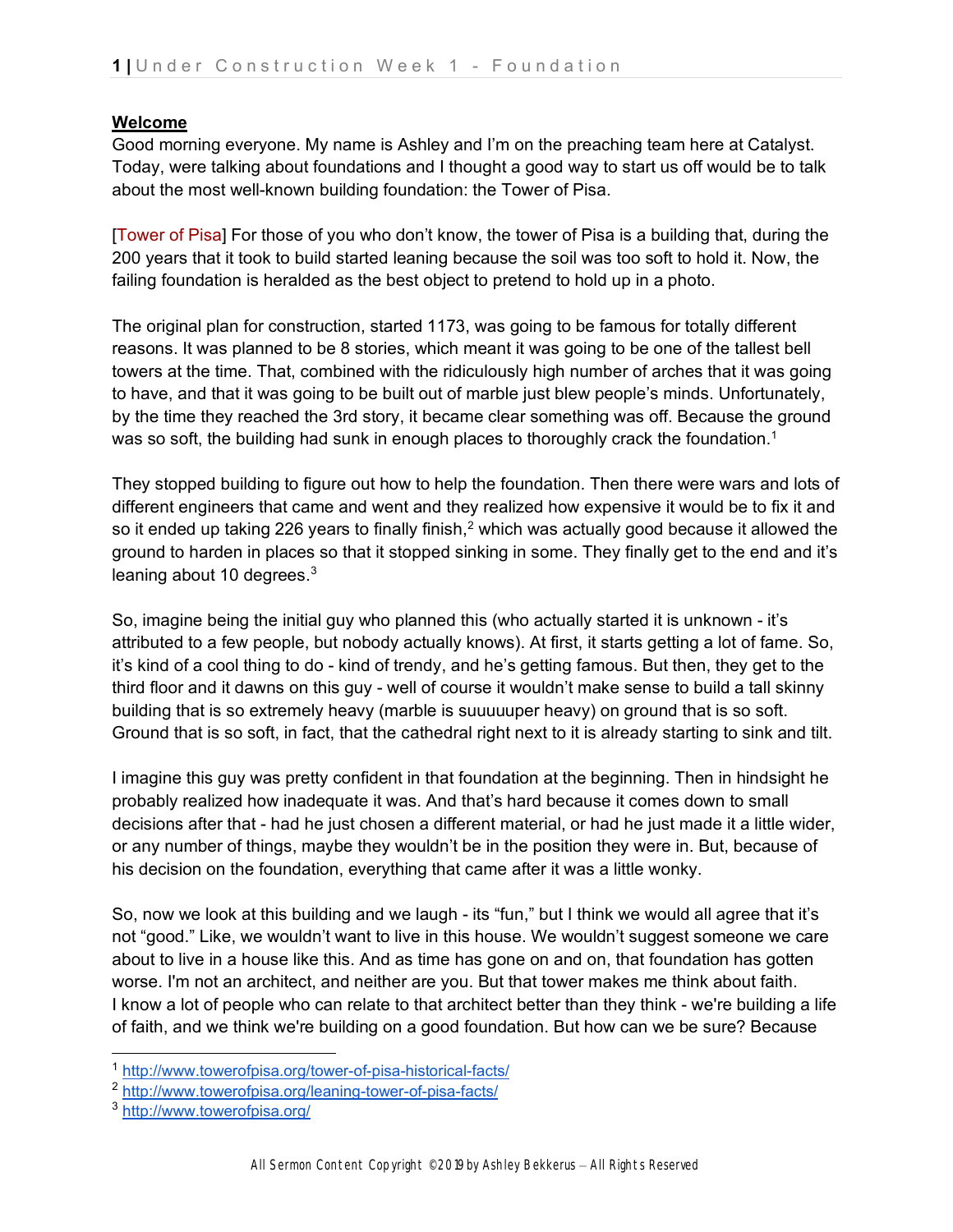**Welcome**

Good morning everyone. My name is Ashley and I'm on the preaching team here at Catalyst. Today, were talking about foundations and I thought a good way to start us off would be to talk about the most well-known building foundation: the Tower of Pisa.

[Tower of Pisa] For those of you who don't know, the tower of Pisa is a building that, during the 200 years that it took to build started leaning because the soil was too soft to hold it. Now, the failing foundation is heralded as the best object to pretend to hold up in a photo.

The original plan for construction, started 1173, was going to be famous for totally different reasons. It was planned to be 8 stories, which meant it was going to be one of the tallest bell towers at the time. That, combined with the ridiculously high number of arches that it was going to have, and that it was going to be built out of marble just blew people's minds. Unfortunately, by the time they reached the 3rd story, it became clear something was off. Because the ground was so soft, the building had sunk in enough places to thoroughly crack the foundation.[1]

They stopped building to figure out how to help the foundation. Then there were wars and lots of different engineers that came and went and they realized how expensive it would be to fix it and so it ended up taking 226 years to finally finish,[2] which was actually good because it allowed the ground to harden in places so that it stopped sinking in some. They finally get to the end and it's leaning about 10 degrees.[3]

So, imagine being the initial guy who planned this (who actually started it is unknown - it's attributed to a few people, but nobody actually knows). At first, it starts getting a lot of fame. So, it's kind of a cool thing to do - kind of trendy, and he's getting famous. But then, they get to the third floor and it dawns on this guy - well of course it wouldn't make sense to build a tall skinny building that is so extremely heavy (marble is suuuuuper heavy) on ground that is so soft. Ground that is so soft, in fact, that the cathedral right next to it is already starting to sink and tilt.

I imagine this guy was pretty confident in that foundation at the beginning. Then in hindsight he probably realized how inadequate it was. And that's hard because it comes down to small decisions after that - had he just chosen a different material, or had he just made it a little wider, or any number of things, maybe they wouldn't be in the position they were in. But, because of his decision on the foundation, everything that came after it was a little wonky.

So, now we look at this building and we laugh - its "fun," but I think we would all agree that it's not "good." Like, we wouldn't want to live in this house. We wouldn't suggest someone we care about to live in a house like this. And as time has gone on and on, that foundation has gotten worse. I'm not an architect, and neither are you. But that tower makes me think about faith. I know a lot of people who can relate to that architect better than they think - we're building a life of faith, and we think we're building on a good foundation. But how can we be sure? Because

---

[1] http://www.towerofpisa.org/tower-of-pisa-historical-facts/

[2] http://www.towerofpisa.org/leaning-tower-of-pisa-facts/

[3] http://www.towerofpisa.org/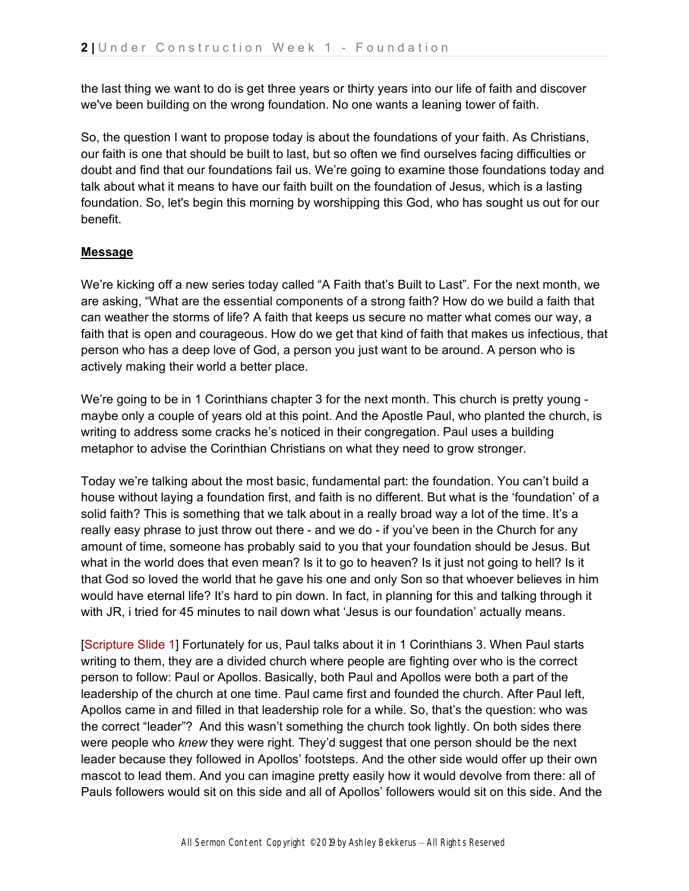the last thing we want to do is get three years or thirty years into our life of faith and discover we've been building on the wrong foundation. No one wants a leaning tower of faith.

So, the question I want to propose today is about the foundations of your faith. As Christians, our faith is one that should be built to last, but so often we find ourselves facing difficulties or doubt and find that our foundations fail us. We're going to examine those foundations today and talk about what it means to have our faith built on the foundation of Jesus, which is a lasting foundation. So, let's begin this morning by worshipping this God, who has sought us out for our benefit.

**Message**

We're kicking off a new series today called "A Faith that's Built to Last". For the next month, we are asking, "What are the essential components of a strong faith? How do we build a faith that can weather the storms of life? A faith that keeps us secure no matter what comes our way, a faith that is open and courageous. How do we get that kind of faith that makes us infectious, that person who has a deep love of God, a person you just want to be around. A person who is actively making their world a better place.

We're going to be in 1 Corinthians chapter 3 for the next month. This church is pretty young - maybe only a couple of years old at this point. And the Apostle Paul, who planted the church, is writing to address some cracks he's noticed in their congregation. Paul uses a building metaphor to advise the Corinthian Christians on what they need to grow stronger.

Today we're talking about the most basic, fundamental part: the foundation. You can't build a house without laying a foundation first, and faith is no different. But what is the 'foundation' of a solid faith? This is something that we talk about in a really broad way a lot of the time. It's a really easy phrase to just throw out there - and we do - if you've been in the Church for any amount of time, someone has probably said to you that your foundation should be Jesus. But what in the world does that even mean? Is it to go to heaven? Is it just not going to hell? Is it that God so loved the world that he gave his one and only Son so that whoever believes in him would have eternal life? It's hard to pin down. In fact, in planning for this and talking through it with JR, i tried for 45 minutes to nail down what 'Jesus is our foundation' actually means.

[Scripture Slide 1] Fortunately for us, Paul talks about it in 1 Corinthians 3. When Paul starts writing to them, they are a divided church where people are fighting over who is the correct person to follow: Paul or Apollos. Basically, both Paul and Apollos were both a part of the leadership of the church at one time. Paul came first and founded the church. After Paul left, Apollos came in and filled in that leadership role for a while. So, that's the question: who was the correct "leader"? And this wasn't something the church took lightly. On both sides there were people who *knew* they were right. They'd suggest that one person should be the next leader because they followed in Apollos' footsteps. And the other side would offer up their own mascot to lead them. And you can imagine pretty easily how it would devolve from there: all of Pauls followers would sit on this side and all of Apollos' followers would sit on this side. And the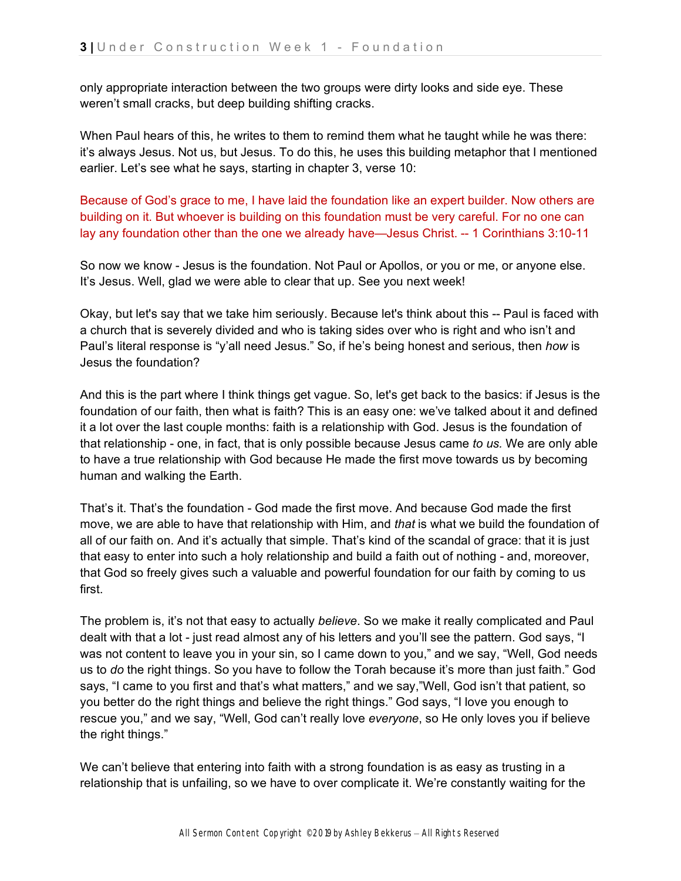only appropriate interaction between the two groups were dirty looks and side eye. These weren't small cracks, but deep building shifting cracks.

When Paul hears of this, he writes to them to remind them what he taught while he was there: it's always Jesus. Not us, but Jesus. To do this, he uses this building metaphor that I mentioned earlier. Let's see what he says, starting in chapter 3, verse 10:

Because of God's grace to me, I have laid the foundation like an expert builder. Now others are building on it. But whoever is building on this foundation must be very careful. For no one can lay any foundation other than the one we already have—Jesus Christ. -- 1 Corinthians 3:10-11

So now we know - Jesus is the foundation. Not Paul or Apollos, or you or me, or anyone else. It's Jesus. Well, glad we were able to clear that up. See you next week!

Okay, but let's say that we take him seriously. Because let's think about this -- Paul is faced with a church that is severely divided and who is taking sides over who is right and who isn't and Paul's literal response is "y'all need Jesus." So, if he's being honest and serious, then *how* is Jesus the foundation?

And this is the part where I think things get vague. So, let's get back to the basics: if Jesus is the foundation of our faith, then what is faith? This is an easy one: we've talked about it and defined it a lot over the last couple months: faith is a relationship with God. Jesus is the foundation of that relationship - one, in fact, that is only possible because Jesus came *to us.* We are only able to have a true relationship with God because He made the first move towards us by becoming human and walking the Earth.

That's it. That's the foundation - God made the first move. And because God made the first move, we are able to have that relationship with Him, and *that* is what we build the foundation of all of our faith on. And it's actually that simple. That's kind of the scandal of grace: that it is just that easy to enter into such a holy relationship and build a faith out of nothing - and, moreover, that God so freely gives such a valuable and powerful foundation for our faith by coming to us first.

The problem is, it's not that easy to actually *believe*. So we make it really complicated and Paul dealt with that a lot - just read almost any of his letters and you'll see the pattern. God says, "I was not content to leave you in your sin, so I came down to you," and we say, "Well, God needs us to *do* the right things. So you have to follow the Torah because it's more than just faith." God says, "I came to you first and that's what matters," and we say,"Well, God isn't that patient, so you better do the right things and believe the right things." God says, "I love you enough to rescue you," and we say, "Well, God can't really love *everyone*, so He only loves you if believe the right things."

We can't believe that entering into faith with a strong foundation is as easy as trusting in a relationship that is unfailing, so we have to over complicate it. We're constantly waiting for the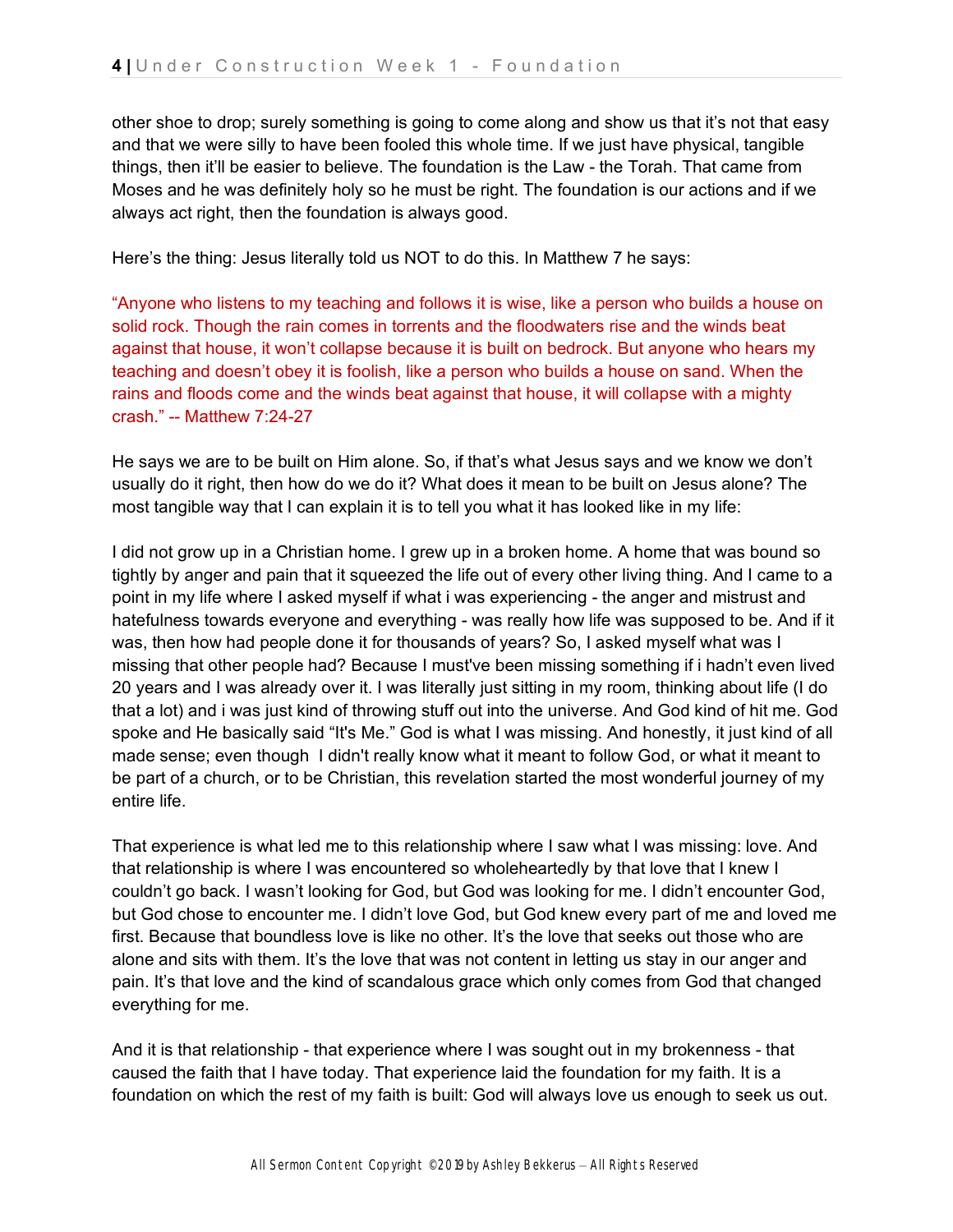other shoe to drop; surely something is going to come along and show us that it's not that easy and that we were silly to have been fooled this whole time. If we just have physical, tangible things, then it'll be easier to believe. The foundation is the Law - the Torah. That came from Moses and he was definitely holy so he must be right. The foundation is our actions and if we always act right, then the foundation is always good.

Here's the thing: Jesus literally told us NOT to do this. In Matthew 7 he says:

"Anyone who listens to my teaching and follows it is wise, like a person who builds a house on solid rock. Though the rain comes in torrents and the floodwaters rise and the winds beat against that house, it won't collapse because it is built on bedrock. But anyone who hears my teaching and doesn't obey it is foolish, like a person who builds a house on sand. When the rains and floods come and the winds beat against that house, it will collapse with a mighty crash." -- Matthew 7:24-27

He says we are to be built on Him alone. So, if that's what Jesus says and we know we don't usually do it right, then how do we do it? What does it mean to be built on Jesus alone? The most tangible way that I can explain it is to tell you what it has looked like in my life:

I did not grow up in a Christian home. I grew up in a broken home. A home that was bound so tightly by anger and pain that it squeezed the life out of every other living thing. And I came to a point in my life where I asked myself if what i was experiencing - the anger and mistrust and hatefulness towards everyone and everything - was really how life was supposed to be. And if it was, then how had people done it for thousands of years? So, I asked myself what was I missing that other people had? Because I must've been missing something if i hadn't even lived 20 years and I was already over it. I was literally just sitting in my room, thinking about life (I do that a lot) and i was just kind of throwing stuff out into the universe. And God kind of hit me. God spoke and He basically said "It's Me." God is what I was missing. And honestly, it just kind of all made sense; even though I didn't really know what it meant to follow God, or what it meant to be part of a church, or to be Christian, this revelation started the most wonderful journey of my entire life.

That experience is what led me to this relationship where I saw what I was missing: love. And that relationship is where I was encountered so wholeheartedly by that love that I knew I couldn't go back. I wasn't looking for God, but God was looking for me. I didn't encounter God, but God chose to encounter me. I didn't love God, but God knew every part of me and loved me first. Because that boundless love is like no other. It's the love that seeks out those who are alone and sits with them. It's the love that was not content in letting us stay in our anger and pain. It's that love and the kind of scandalous grace which only comes from God that changed everything for me.

And it is that relationship - that experience where I was sought out in my brokenness - that caused the faith that I have today. That experience laid the foundation for my faith. It is a foundation on which the rest of my faith is built: God will always love us enough to seek us out.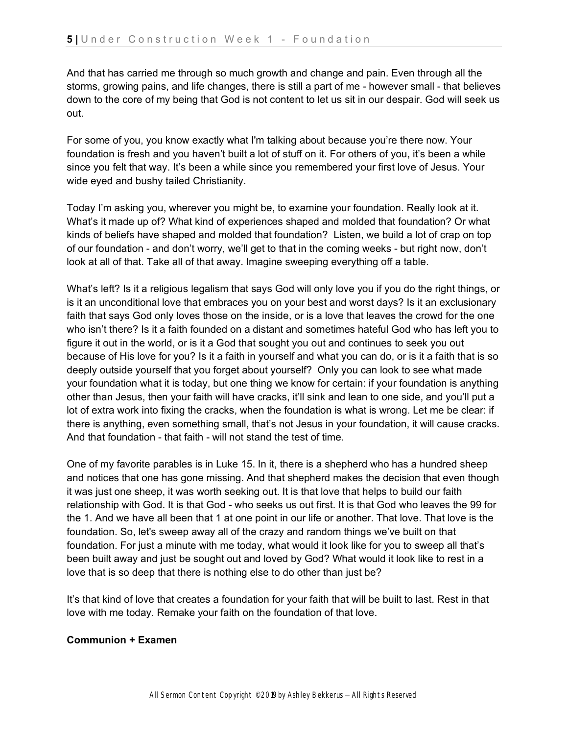And that has carried me through so much growth and change and pain. Even through all the storms, growing pains, and life changes, there is still a part of me - however small - that believes down to the core of my being that God is not content to let us sit in our despair. God will seek us out.

For some of you, you know exactly what I'm talking about because you're there now. Your foundation is fresh and you haven't built a lot of stuff on it. For others of you, it's been a while since you felt that way. It's been a while since you remembered your first love of Jesus. Your wide eyed and bushy tailed Christianity.

Today I'm asking you, wherever you might be, to examine your foundation. Really look at it. What's it made up of? What kind of experiences shaped and molded that foundation? Or what kinds of beliefs have shaped and molded that foundation? Listen, we build a lot of crap on top of our foundation - and don't worry, we'll get to that in the coming weeks - but right now, don't look at all of that. Take all of that away. Imagine sweeping everything off a table.

What's left? Is it a religious legalism that says God will only love you if you do the right things, or is it an unconditional love that embraces you on your best and worst days? Is it an exclusionary faith that says God only loves those on the inside, or is a love that leaves the crowd for the one who isn't there? Is it a faith founded on a distant and sometimes hateful God who has left you to figure it out in the world, or is it a God that sought you out and continues to seek you out because of His love for you? Is it a faith in yourself and what you can do, or is it a faith that is so deeply outside yourself that you forget about yourself? Only you can look to see what made your foundation what it is today, but one thing we know for certain: if your foundation is anything other than Jesus, then your faith will have cracks, it'll sink and lean to one side, and you'll put a lot of extra work into fixing the cracks, when the foundation is what is wrong. Let me be clear: if there is anything, even something small, that's not Jesus in your foundation, it will cause cracks. And that foundation - that faith - will not stand the test of time.

One of my favorite parables is in Luke 15. In it, there is a shepherd who has a hundred sheep and notices that one has gone missing. And that shepherd makes the decision that even though it was just one sheep, it was worth seeking out. It is that love that helps to build our faith relationship with God. It is that God - who seeks us out first. It is that God who leaves the 99 for the 1. And we have all been that 1 at one point in our life or another. That love. That love is the foundation. So, let's sweep away all of the crazy and random things we've built on that foundation. For just a minute with me today, what would it look like for you to sweep all that's been built away and just be sought out and loved by God? What would it look like to rest in a love that is so deep that there is nothing else to do other than just be?

It's that kind of love that creates a foundation for your faith that will be built to last. Rest in that love with me today. Remake your faith on the foundation of that love.

**Communion + Examen**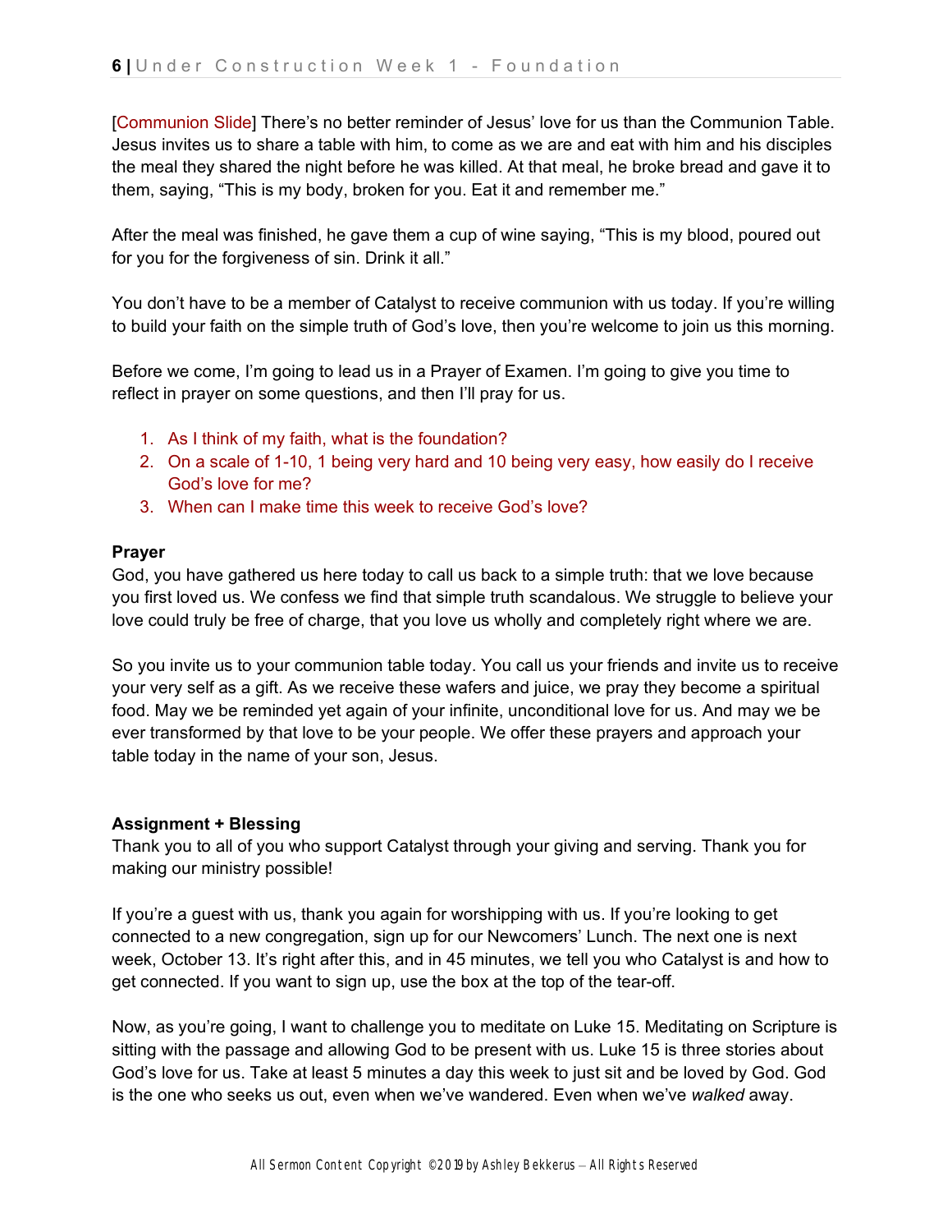[Communion Slide] There's no better reminder of Jesus' love for us than the Communion Table. Jesus invites us to share a table with him, to come as we are and eat with him and his disciples the meal they shared the night before he was killed. At that meal, he broke bread and gave it to them, saying, "This is my body, broken for you. Eat it and remember me."

After the meal was finished, he gave them a cup of wine saying, "This is my blood, poured out for you for the forgiveness of sin. Drink it all."

You don't have to be a member of Catalyst to receive communion with us today. If you're willing to build your faith on the simple truth of God's love, then you're welcome to join us this morning.

Before we come, I'm going to lead us in a Prayer of Examen. I'm going to give you time to reflect in prayer on some questions, and then I'll pray for us.

1. As I think of my faith, what is the foundation?
2. On a scale of 1-10, 1 being very hard and 10 being very easy, how easily do I receive God's love for me?
3. When can I make time this week to receive God's love?

**Prayer**

God, you have gathered us here today to call us back to a simple truth: that we love because you first loved us. We confess we find that simple truth scandalous. We struggle to believe your love could truly be free of charge, that you love us wholly and completely right where we are.

So you invite us to your communion table today. You call us your friends and invite us to receive your very self as a gift. As we receive these wafers and juice, we pray they become a spiritual food. May we be reminded yet again of your infinite, unconditional love for us. And may we be ever transformed by that love to be your people. We offer these prayers and approach your table today in the name of your son, Jesus.

**Assignment + Blessing**

Thank you to all of you who support Catalyst through your giving and serving. Thank you for making our ministry possible!

If you're a guest with us, thank you again for worshipping with us. If you're looking to get connected to a new congregation, sign up for our Newcomers' Lunch. The next one is next week, October 13. It's right after this, and in 45 minutes, we tell you who Catalyst is and how to get connected. If you want to sign up, use the box at the top of the tear-off.

Now, as you're going, I want to challenge you to meditate on Luke 15. Meditating on Scripture is sitting with the passage and allowing God to be present with us. Luke 15 is three stories about God's love for us. Take at least 5 minutes a day this week to just sit and be loved by God. God is the one who seeks us out, even when we've wandered. Even when we've *walked* away.

All Sermon Content Copyright ©2019 by Ashley Bekkerus – All Rights Reserved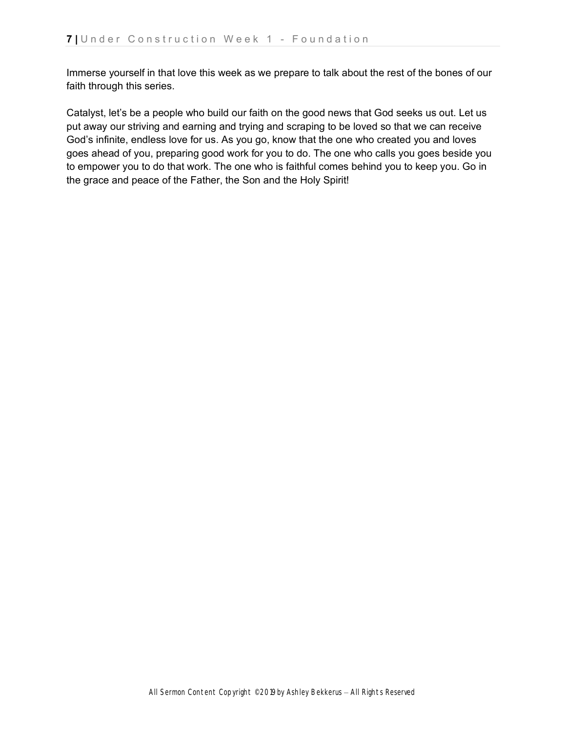Immerse yourself in that love this week as we prepare to talk about the rest of the bones of our faith through this series.

Catalyst, let's be a people who build our faith on the good news that God seeks us out. Let us put away our striving and earning and trying and scraping to be loved so that we can receive God's infinite, endless love for us. As you go, know that the one who created you and loves goes ahead of you, preparing good work for you to do. The one who calls you goes beside you to empower you to do that work. The one who is faithful comes behind you to keep you. Go in the grace and peace of the Father, the Son and the Holy Spirit!